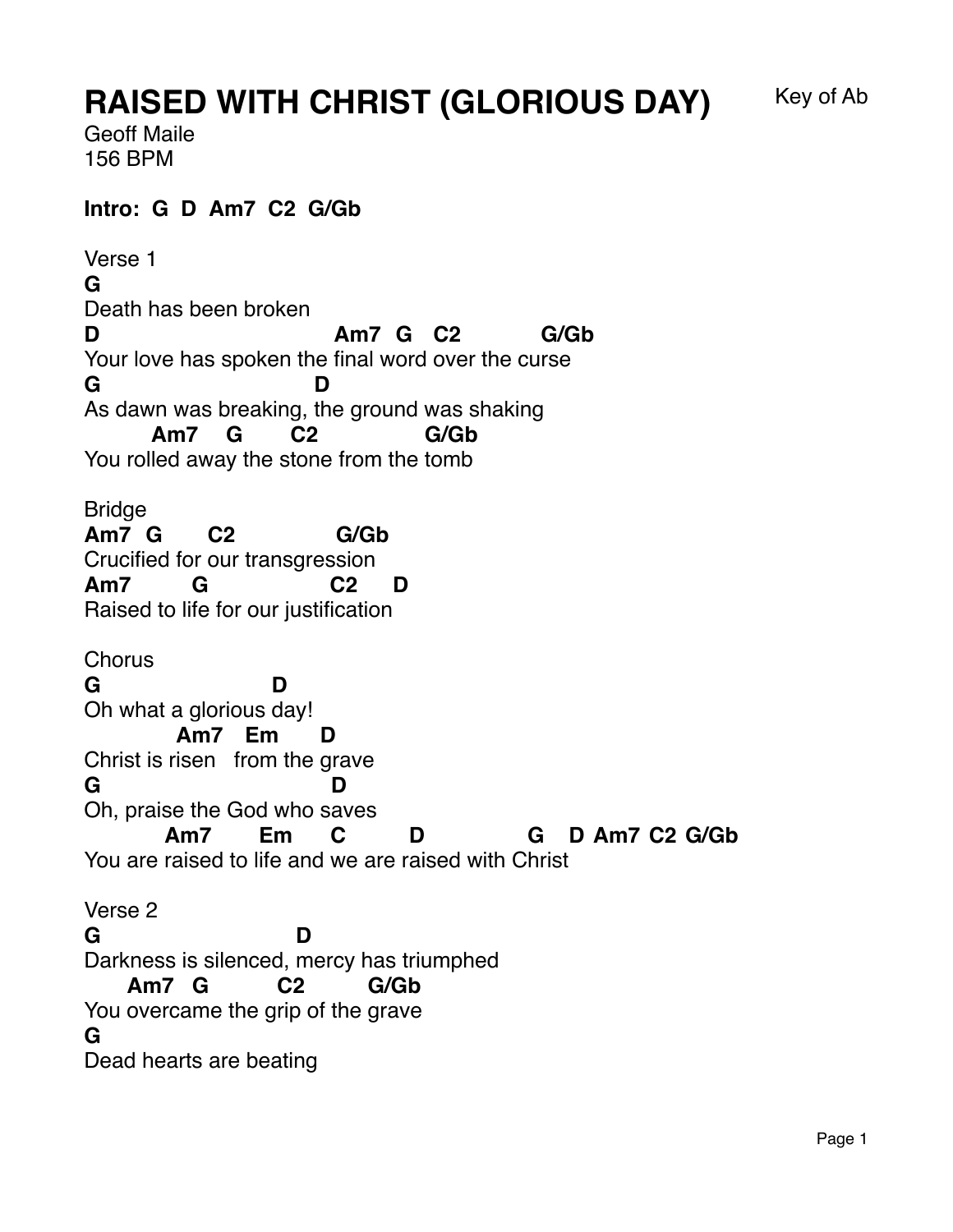# RAISED WITH CHRIST (GLORIOUS DAY)

Key of Ab

Geoff Maile
156 BPM

**Intro: G D Am7 C2 G/Gb**

Verse 1

```
G
Death has been broken
D                             Am7  G   C2          G/Gb
Your love has spoken the final word over the curse
G                          D
As dawn was breaking, the ground was shaking
       Am7    G      C2            G/Gb
You rolled away the stone from the tomb
```

Bridge

```
Am7  G      C2             G/Gb
Crucified for our transgression
Am7        G               C2     D
Raised to life for our justification
```

Chorus

```
G                    D
Oh what a glorious day!
          Am7   Em      D
Christ is risen   from the grave
G                          D
Oh, praise the God who saves
         Am7       Em      C        D             G    D  Am7  C2  G/Gb
You are raised to life and we are raised with Christ
```

Verse 2

```
G                        D
Darkness is silenced, mercy has triumphed
     Am7   G         C2        G/Gb
You overcame the grip of the grave
G
Dead hearts are beating
```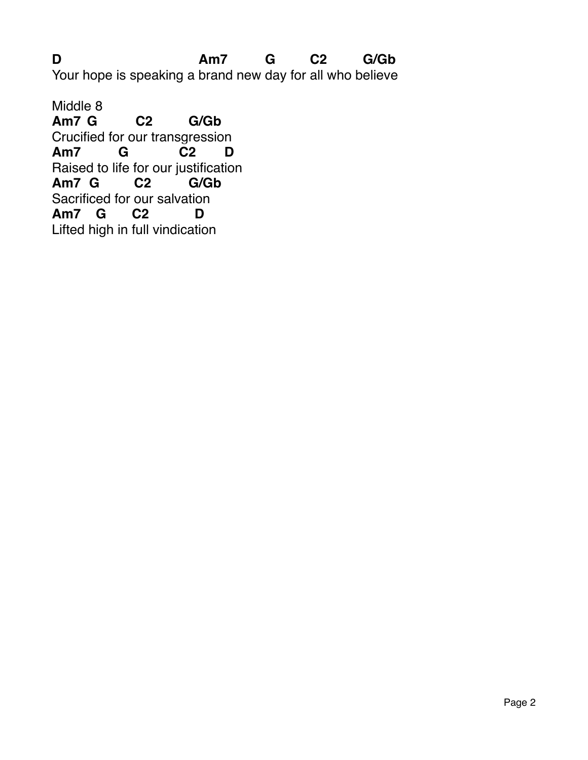**D                                                    Am7          G          C2          G/Gb**
Your hope is speaking a brand new day for all who believe

Middle 8
**Am7  G          C2         G/Gb**
Crucified for our transgression
**Am7         G              C2       D**
Raised to life for our justification
**Am7  G         C2          G/Gb**
Sacrificed for our salvation
**Am7    G       C2            D**
Lifted high in full vindication